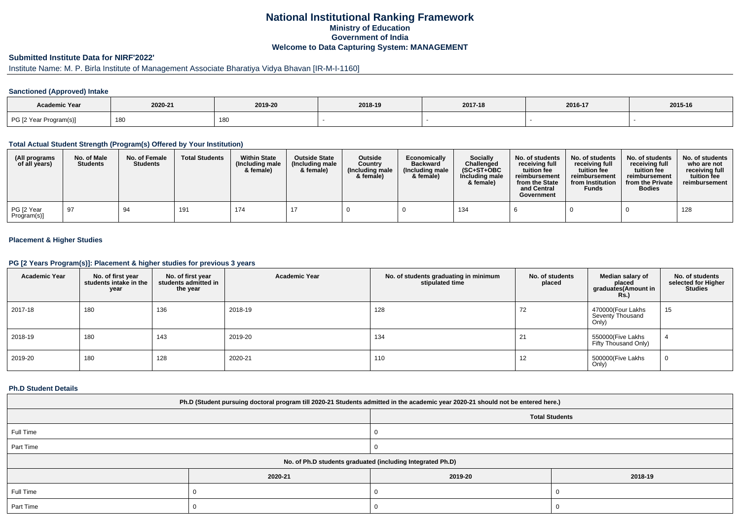# National Institutional Ranking Framework

## Ministry of Education

## Government of India

## Welcome to Data Capturing System: MANAGEMENT

### Submitted Institute Data for NIRF'2022'

Institute Name: M. P. Birla Institute of Management Associate Bharatiya Vidya Bhavan [IR-M-I-1160]

### Sanctioned (Approved) Intake

| Academic Year | 2020-21 | 2019-20 | 2018-19 | 2017-18 | 2016-17 | 2015-16 |
|---|---|---|---|---|---|---|
| PG [2 Year Program(s)] | 180 | 180 | - | - | - | - |

### Total Actual Student Strength (Program(s) Offered by Your Institution)

| (All programs of all years) | No. of Male Students | No. of Female Students | Total Students | Within State (Including male & female) | Outside State (Including male & female) | Outside Country (Including male & female) | Economically Backward (Including male & female) | Socially Challenged (SC+ST+OBC Including male & female) | No. of students receiving full tuition fee reimbursement from the State and Central Government | No. of students receiving full tuition fee reimbursement from Institution Funds | No. of students receiving full tuition fee reimbursement from the Private Bodies | No. of students who are not receiving full tuition fee reimbursement |
|---|---|---|---|---|---|---|---|---|---|---|---|---|
| PG [2 Year Program(s)] | 97 | 94 | 191 | 174 | 17 | 0 | 0 | 134 | 6 | 0 | 0 | 128 |

### Placement & Higher Studies

### PG [2 Years Program(s)]: Placement & higher studies for previous 3 years

| Academic Year | No. of first year students intake in the year | No. of first year students admitted in the year | Academic Year | No. of students graduating in minimum stipulated time | No. of students placed | Median salary of placed graduates(Amount in Rs.) | No. of students selected for Higher Studies |
|---|---|---|---|---|---|---|---|
| 2017-18 | 180 | 136 | 2018-19 | 128 | 72 | 470000(Four Lakhs Seventy Thousand Only) | 15 |
| 2018-19 | 180 | 143 | 2019-20 | 134 | 21 | 550000(Five Lakhs Fifty Thousand Only) | 4 |
| 2019-20 | 180 | 128 | 2020-21 | 110 | 12 | 500000(Five Lakhs Only) | 0 |

### Ph.D Student Details

| Ph.D (Student pursuing doctoral program till 2020-21 Students admitted in the academic year 2020-21 should not be entered here.) | | | |
|---|---|---|---|
| | Total Students | | |
| Full Time | 0 | | |
| Part Time | 0 | | |
| No. of Ph.D students graduated (including Integrated Ph.D) | | | |
| | 2020-21 | 2019-20 | 2018-19 |
| Full Time | 0 | 0 | 0 |
| Part Time | 0 | 0 | 0 |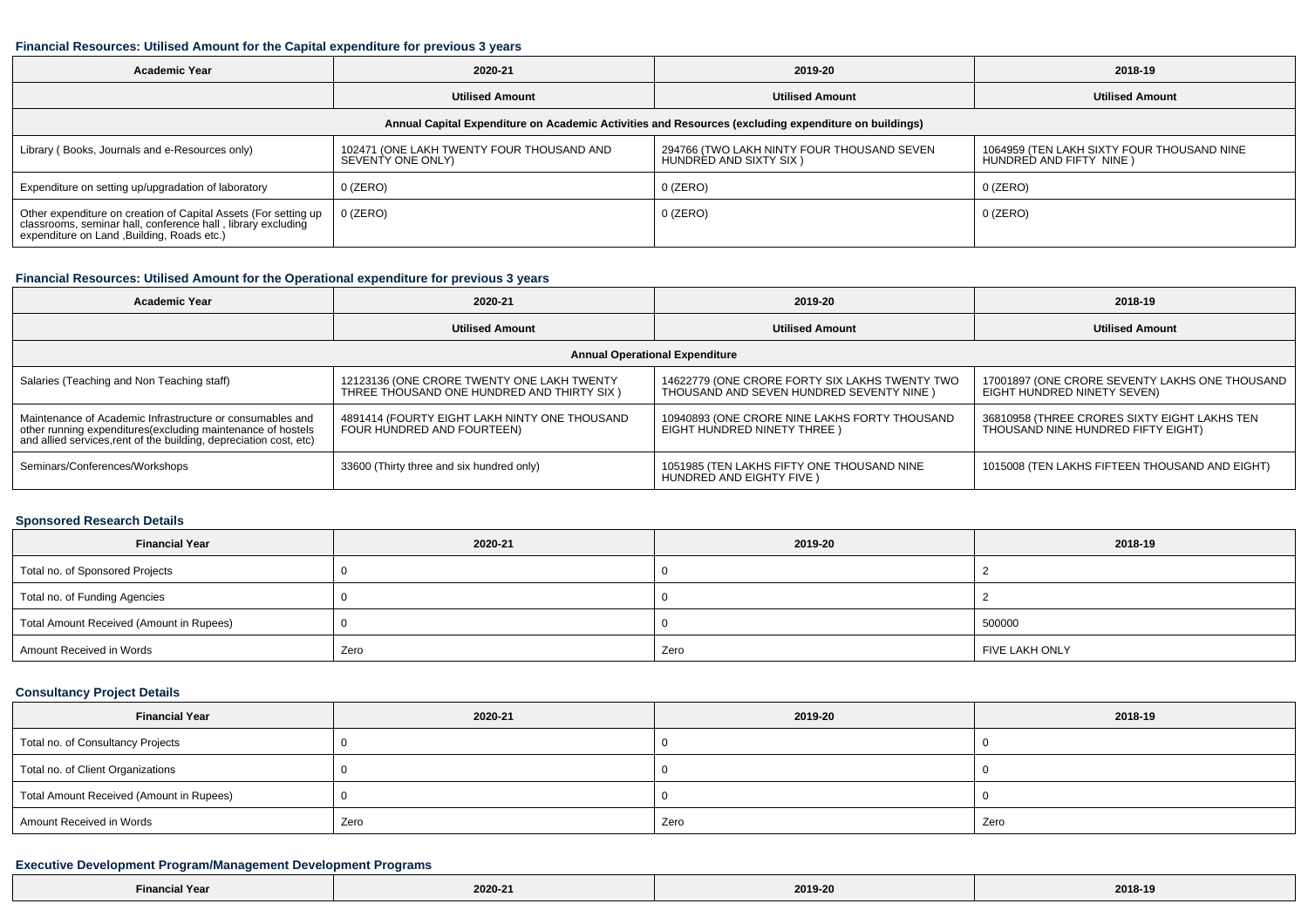### Financial Resources: Utilised Amount for the Capital expenditure for previous 3 years

| Academic Year | 2020-21 | 2019-20 | 2018-19 |
|---|---|---|---|
| | Utilised Amount | Utilised Amount | Utilised Amount |
| Annual Capital Expenditure on Academic Activities and Resources (excluding expenditure on buildings) | | | |
| Library ( Books, Journals and e-Resources only) | 102471 (ONE LAKH TWENTY FOUR THOUSAND AND SEVENTY ONE ONLY) | 294766 (TWO LAKH NINTY FOUR THOUSAND SEVEN HUNDRED AND SIXTY SIX ) | 1064959 (TEN LAKH SIXTY FOUR THOUSAND NINE HUNDRED AND FIFTY NINE ) |
| Expenditure on setting up/upgradation of laboratory | 0 (ZERO) | 0 (ZERO) | 0 (ZERO) |
| Other expenditure on creation of Capital Assets (For setting up classrooms, seminar hall, conference hall , library excluding expenditure on Land ,Building, Roads etc.) | 0 (ZERO) | 0 (ZERO) | 0 (ZERO) |

### Financial Resources: Utilised Amount for the Operational expenditure for previous 3 years

| Academic Year | 2020-21 | 2019-20 | 2018-19 |
|---|---|---|---|
| | Utilised Amount | Utilised Amount | Utilised Amount |
| Annual Operational Expenditure | | | |
| Salaries (Teaching and Non Teaching staff) | 12123136 (ONE CRORE TWENTY ONE LAKH TWENTY THREE THOUSAND ONE HUNDRED AND THIRTY SIX ) | 14622779 (ONE CRORE FORTY SIX LAKHS TWENTY TWO THOUSAND AND SEVEN HUNDRED SEVENTY NINE ) | 17001897 (ONE CRORE SEVENTY LAKHS ONE THOUSAND EIGHT HUNDRED NINETY SEVEN) |
| Maintenance of Academic Infrastructure or consumables and other running expenditures(excluding maintenance of hostels and allied services,rent of the building, depreciation cost, etc) | 4891414 (FOURTY EIGHT LAKH NINTY ONE THOUSAND FOUR HUNDRED AND FOURTEEN) | 10940893 (ONE CRORE NINE LAKHS FORTY THOUSAND EIGHT HUNDRED NINETY THREE ) | 36810958 (THREE CRORES SIXTY EIGHT LAKHS TEN THOUSAND NINE HUNDRED FIFTY EIGHT) |
| Seminars/Conferences/Workshops | 33600 (Thirty three and six hundred only) | 1051985 (TEN LAKHS FIFTY ONE THOUSAND NINE HUNDRED AND EIGHTY FIVE ) | 1015008 (TEN LAKHS FIFTEEN THOUSAND AND EIGHT) |

### Sponsored Research Details

| Financial Year | 2020-21 | 2019-20 | 2018-19 |
|---|---|---|---|
| Total no. of Sponsored Projects | 0 | 0 | 2 |
| Total no. of Funding Agencies | 0 | 0 | 2 |
| Total Amount Received (Amount in Rupees) | 0 | 0 | 500000 |
| Amount Received in Words | Zero | Zero | FIVE LAKH ONLY |

### Consultancy Project Details

| Financial Year | 2020-21 | 2019-20 | 2018-19 |
|---|---|---|---|
| Total no. of Consultancy Projects | 0 | 0 | 0 |
| Total no. of Client Organizations | 0 | 0 | 0 |
| Total Amount Received (Amount in Rupees) | 0 | 0 | 0 |
| Amount Received in Words | Zero | Zero | Zero |

### Executive Development Program/Management Development Programs

| Financial Year | 2020-21 | 2019-20 | 2018-19 |
|---|---|---|---|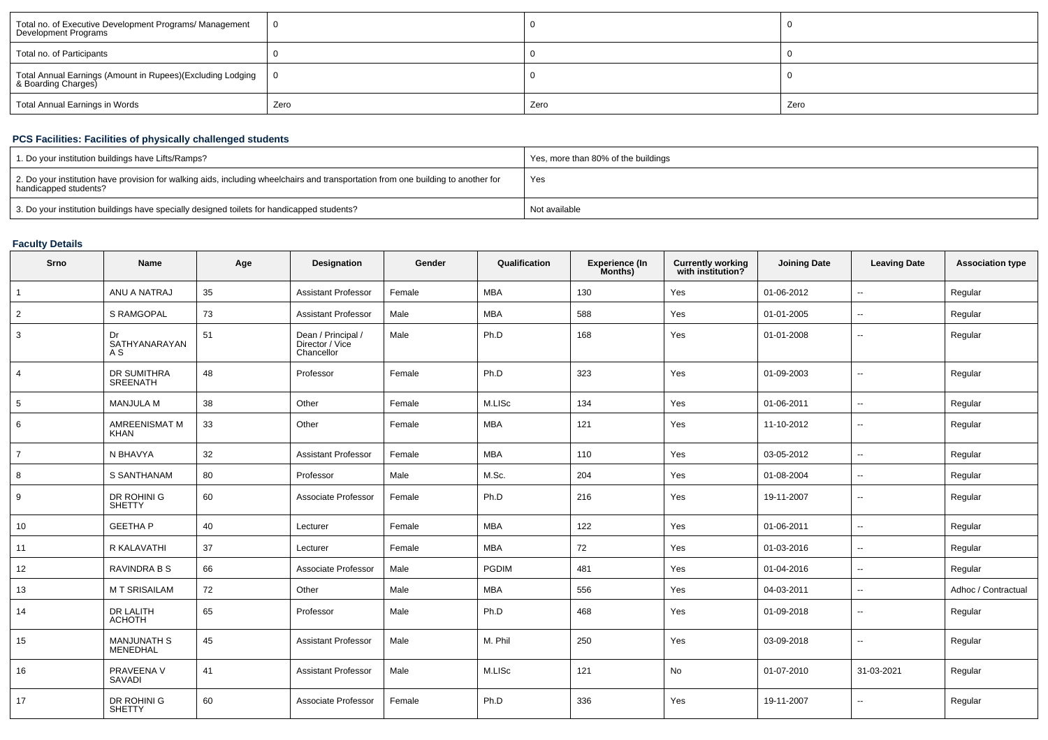| Total no. of Executive Development Programs/ Management Development Programs | 0 | 0 | 0 |
|---|---|---|---|
| Total no. of Participants | 0 | 0 | 0 |
| Total Annual Earnings (Amount in Rupees)(Excluding Lodging & Boarding Charges) | 0 | 0 | 0 |
| Total Annual Earnings in Words | Zero | Zero | Zero |

## PCS Facilities: Facilities of physically challenged students

| 1. Do your institution buildings have Lifts/Ramps? | Yes, more than 80% of the buildings |
|---|---|
| 2. Do your institution have provision for walking aids, including wheelchairs and transportation from one building to another for handicapped students? | Yes |
| 3. Do your institution buildings have specially designed toilets for handicapped students? | Not available |

## Faculty Details

| Srno | Name | Age | Designation | Gender | Qualification | Experience (In Months) | Currently working with institution? | Joining Date | Leaving Date | Association type |
|---|---|---|---|---|---|---|---|---|---|---|
| 1 | ANU A NATRAJ | 35 | Assistant Professor | Female | MBA | 130 | Yes | 01-06-2012 | -- | Regular |
| 2 | S RAMGOPAL | 73 | Assistant Professor | Male | MBA | 588 | Yes | 01-01-2005 | -- | Regular |
| 3 | Dr SATHYANARAYANA S | 51 | Dean / Principal / Director / Vice Chancellor | Male | Ph.D | 168 | Yes | 01-01-2008 | -- | Regular |
| 4 | DR SUMITHRA SREENATH | 48 | Professor | Female | Ph.D | 323 | Yes | 01-09-2003 | -- | Regular |
| 5 | MANJULA M | 38 | Other | Female | M.LISc | 134 | Yes | 01-06-2011 | -- | Regular |
| 6 | AMREENISMAT M KHAN | 33 | Other | Female | MBA | 121 | Yes | 11-10-2012 | -- | Regular |
| 7 | N BHAVYA | 32 | Assistant Professor | Female | MBA | 110 | Yes | 03-05-2012 | -- | Regular |
| 8 | S SANTHANAM | 80 | Professor | Male | M.Sc. | 204 | Yes | 01-08-2004 | -- | Regular |
| 9 | DR ROHINI G SHETTY | 60 | Associate Professor | Female | Ph.D | 216 | Yes | 19-11-2007 | -- | Regular |
| 10 | GEETHA P | 40 | Lecturer | Female | MBA | 122 | Yes | 01-06-2011 | -- | Regular |
| 11 | R KALAVATHI | 37 | Lecturer | Female | MBA | 72 | Yes | 01-03-2016 | -- | Regular |
| 12 | RAVINDRA B S | 66 | Associate Professor | Male | PGDIM | 481 | Yes | 01-04-2016 | -- | Regular |
| 13 | M T SRISAILAM | 72 | Other | Male | MBA | 556 | Yes | 04-03-2011 | -- | Adhoc / Contractual |
| 14 | DR LALITH ACHOTH | 65 | Professor | Male | Ph.D | 468 | Yes | 01-09-2018 | -- | Regular |
| 15 | MANJUNATH S MENEDHAL | 45 | Assistant Professor | Male | M. Phil | 250 | Yes | 03-09-2018 | -- | Regular |
| 16 | PRAVEENA V SAVADI | 41 | Assistant Professor | Male | M.LISc | 121 | No | 01-07-2010 | 31-03-2021 | Regular |
| 17 | DR ROHINI G SHETTY | 60 | Associate Professor | Female | Ph.D | 336 | Yes | 19-11-2007 | -- | Regular |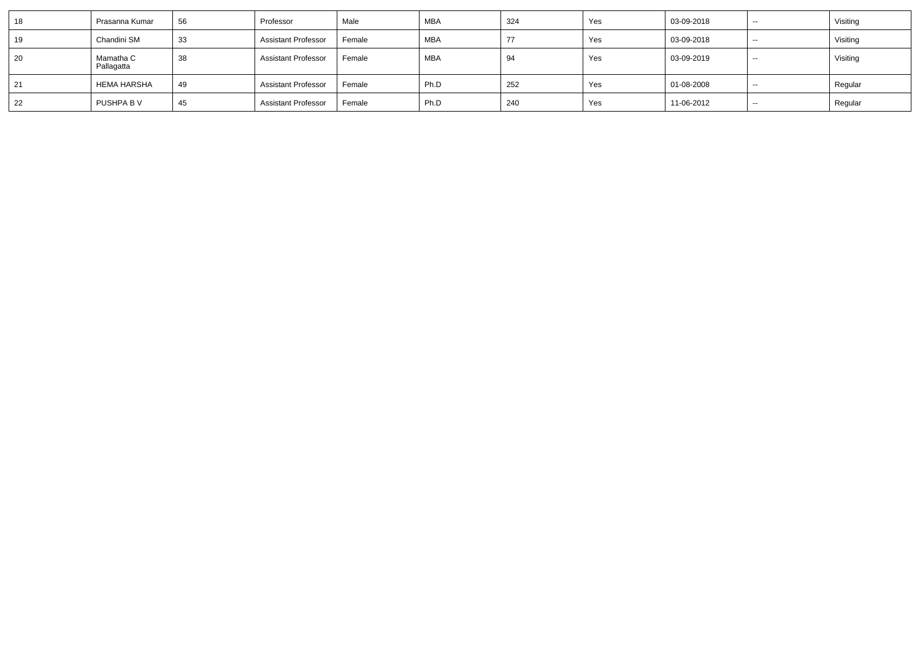| | | | | | | | | | | |
|---|---|---|---|---|---|---|---|---|---|---|
| 18 | Prasanna Kumar | 56 | Professor | Male | MBA | 324 | Yes | 03-09-2018 | -- | Visiting |
| 19 | Chandini SM | 33 | Assistant Professor | Female | MBA | 77 | Yes | 03-09-2018 | -- | Visiting |
| 20 | Mamatha C Pallagatta | 38 | Assistant Professor | Female | MBA | 94 | Yes | 03-09-2019 | -- | Visiting |
| 21 | HEMA HARSHA | 49 | Assistant Professor | Female | Ph.D | 252 | Yes | 01-08-2008 | -- | Regular |
| 22 | PUSHPA B V | 45 | Assistant Professor | Female | Ph.D | 240 | Yes | 11-06-2012 | -- | Regular |